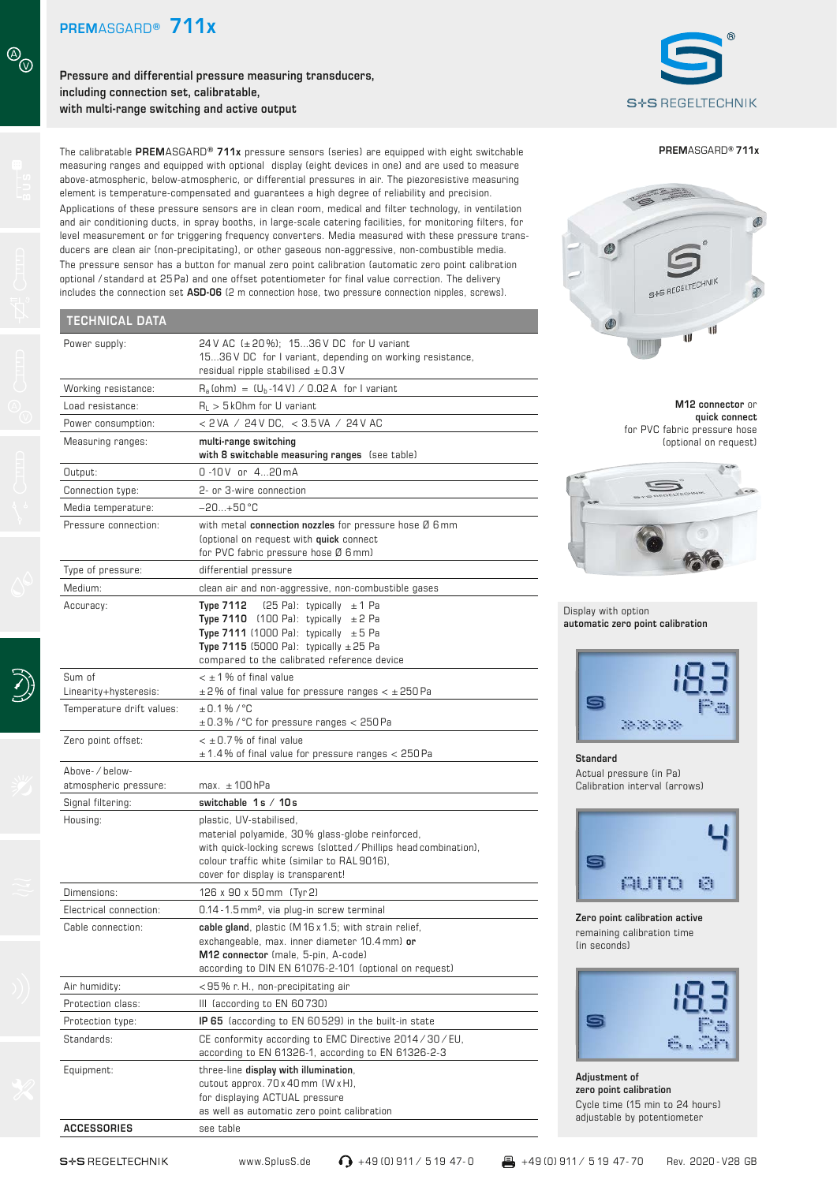# PREMASGARD® 711x

**Pressure and differential pressure measuring transducers, including connection set, calibratable, with multi-range switching and active output**

The calibratable **PREM**ASGARD® **711x** pressure sensors (series) are equipped with eight switchable measuring ranges and equipped with optional display (eight devices in one) and are used to measure above-atmospheric, below-atmospheric, or differential pressures in air. The piezoresistive measuring element is temperature-compensated and guarantees a high degree of reliability and precision.

Applications of these pressure sensors are in clean room, medical and filter technology, in ventilation and air conditioning ducts, in spray booths, in large-scale catering facilities, for monitoring filters, for level measurement or for triggering frequency converters. Media measured with these pressure transducers are clean air (non-precipitating), or other gaseous non-aggressive, non-combustible media.

The pressure sensor has a button for manual zero point calibration (automatic zero point calibration optional / standard at 25 Pa) and one offset potentiometer for final value correction. The delivery includes the connection set **ASD-06** (2 m connection hose, two pressure connection nipples, screws).

## TECHNICAL DATA

| | |
|---|---|
| Power supply: | 24 V AC (± 20 %); 15...36 V DC for U variant<br>15...36 V DC for I variant, depending on working resistance,<br>residual ripple stabilised ± 0.3 V |
| Working resistance: | $R_a$ (ohm) = ($U_b$ - 14 V) / 0.02 A for I variant |
| Load resistance: | $R_L$ > 5 kOhm for U variant |
| Power consumption: | < 2 VA / 24 V DC, < 3.5 VA / 24 V AC |
| Measuring ranges: | **multi-range switching**<br>**with 8 switchable measuring ranges** (see table) |
| Output: | 0 - 10 V or 4...20 mA |
| Connection type: | 2- or 3-wire connection |
| Media temperature: | −20...+50 °C |
| Pressure connection: | with metal **connection nozzles** for pressure hose Ø 6 mm<br>(optional on request with **quick** connect<br>for PVC fabric pressure hose Ø 6 mm) |
| Type of pressure: | differential pressure |
| Medium: | clean air and non-aggressive, non-combustible gases |
| Accuracy: | **Type 7112** (25 Pa): typically ± 1 Pa<br>**Type 7110** (100 Pa): typically ± 2 Pa<br>**Type 7111** (1000 Pa): typically ± 5 Pa<br>**Type 7115** (5000 Pa): typically ± 25 Pa<br>compared to the calibrated reference device |
| Sum of Linearity+hysteresis: | < ± 1 % of final value<br>± 2 % of final value for pressure ranges < ± 250 Pa |
| Temperature drift values: | ± 0.1 % / °C<br>± 0.3 % / °C for pressure ranges < 250 Pa |
| Zero point offset: | < ± 0.7 % of final value<br>± 1.4 % of final value for pressure ranges < 250 Pa |
| Above- / below-atmospheric pressure: | max. ± 100 hPa |
| Signal filtering: | **switchable 1 s / 10 s** |
| Housing: | plastic, UV-stabilised,<br>material polyamide, 30 % glass-globe reinforced,<br>with quick-locking screws (slotted / Phillips head combination),<br>colour traffic white (similar to RAL 9016),<br>cover for display is transparent! |
| Dimensions: | 126 x 90 x 50 mm (Tyr 2) |
| Electrical connection: | 0.14 - 1.5 mm², via plug-in screw terminal |
| Cable connection: | **cable gland**, plastic (M 16 x 1.5; with strain relief,<br>exchangeable, max. inner diameter 10.4 mm) **or**<br>**M12 connector** (male, 5-pin, A-code)<br>according to DIN EN 61076-2-101 (optional on request) |
| Air humidity: | < 95 % r. H., non-precipitating air |
| Protection class: | III (according to EN 60 730) |
| Protection type: | **IP 65** (according to EN 60 529) in the built-in state |
| Standards: | CE conformity according to EMC Directive 2014 / 30 / EU,<br>according to EN 61326-1, according to EN 61326-2-3 |
| Equipment: | three-line **display with illumination**,<br>cutout approx. 70 x 40 mm (W x H),<br>for displaying ACTUAL pressure<br>as well as automatic zero point calibration |
| **ACCESSORIES** | see table |

**PREM**ASGARD® **711x**

**M12 connector** or **quick connect** for PVC fabric pressure hose (optional on request)

Display with option **automatic zero point calibration**

**Standard**
Actual pressure (in Pa)
Calibration interval (arrows)

**Zero point calibration active**
remaining calibration time (in seconds)

**Adjustment of zero point calibration**
Cycle time (15 min to 24 hours) adjustable by potentiometer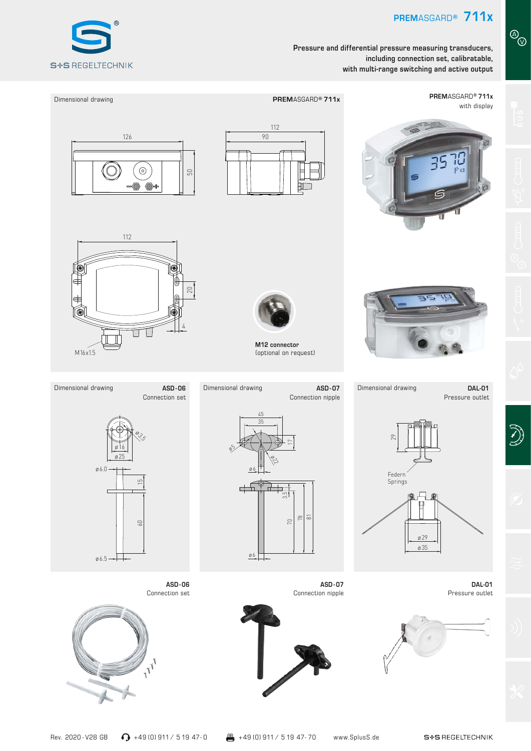# PREMASGARD® 711x

**Pressure and differential pressure measuring transducers, including connection set, calibratable, with multi-range switching and active output**

## Dimensional drawing — PREMASGARD® 711x

126
50
112
90
112
20
4
M16x1.5

**M12 connector**
(optional on request)

**PREMASGARD® 711x**
with display

## Dimensional drawing — ASD-06 Connection set

ø 3.5
ø 16
ø 25
ø 6.0
15
60
ø 6.5

## Dimensional drawing — ASD-07 Connection nipple

45
35
ø 5
17
ø 22
ø 6
3.5
70
78
81
ø 6

## Dimensional drawing — DAL-01 Pressure outlet

29
Federn
Springs
ø 29
ø 35

**ASD-06**
Connection set

**ASD-07**
Connection nipple

**DAL-01**
Pressure outlet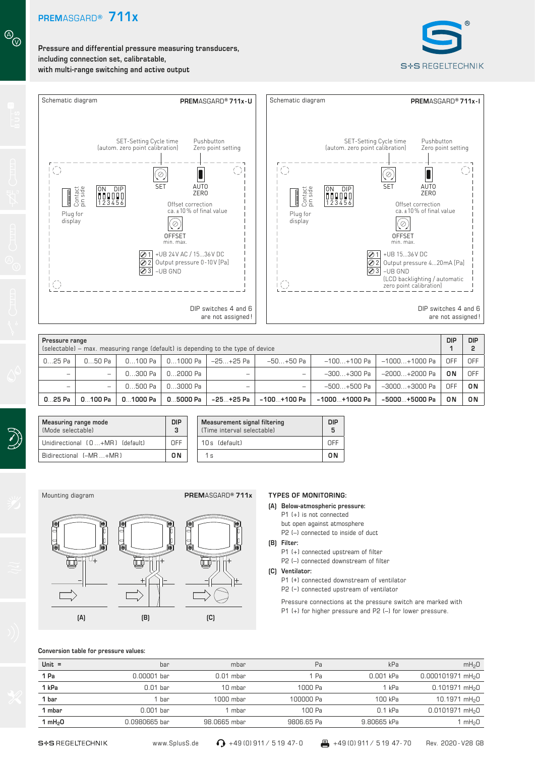# PREMASGARD® 711x

**Pressure and differential pressure measuring transducers, including connection set, calibratable, with multi-range switching and active output**

## Schematic diagram — PREMASGARD® 711x-U

SET-Setting Cycle time (autom. zero point calibration)

Pushbutton Zero point setting

Contact pin side

Plug for display

ON DIP 1 2 3 4 5 6

SET

AUTO ZERO

Offset correction ca. ±10 % of final value

OFFSET min. max.

1 +UB 24V AC / 15...36V DC
2 Output pressure 0-10V [Pa]
3 -UB GND

DIP switches 4 and 6 are not assigned!

## Schematic diagram — PREMASGARD® 711x-I

SET-Setting Cycle time (autom. zero point calibration)

Pushbutton Zero point setting

Contact pin side

Plug for display

ON DIP 1 2 3 4 5 6

SET

AUTO ZERO

Offset correction ca. ±10 % of final value

OFFSET min. max.

1 +UB 15...36V DC
2 Output pressure 4...20mA [Pa]
3 -UB GND
(LCD backlighting / automatic zero point calibration)

DIP switches 4 and 6 are not assigned!

| **Pressure range** (selectable) – max. measuring range (default) is depending to the type of device | | | | | | | | DIP 1 | DIP 2 |
|---|---|---|---|---|---|---|---|---|---|
| 0...25 Pa | 0...50 Pa | 0...100 Pa | 0...1000 Pa | –25...+25 Pa | –50...+50 Pa | –100...+100 Pa | –1000...+1000 Pa | OFF | OFF |
| – | – | 0...300 Pa | 0...2000 Pa | – | – | –300...+300 Pa | –2000...+2000 Pa | ON | OFF |
| – | – | 0...500 Pa | 0...3000 Pa | – | – | –500...+500 Pa | –3000...+3000 Pa | OFF | ON |
| **0...25 Pa** | **0...100 Pa** | **0...1000 Pa** | **0...5000 Pa** | **–25...+25 Pa** | **–100...+100 Pa** | **–1000...+1000 Pa** | **–5000...+5000 Pa** | **ON** | **ON** |

| **Measuring range mode** (Mode selectable) | **DIP 3** |
|---|---|
| Unidirectional (0...+MR) (default) | OFF |
| Bidirectional (–MR...+MR) | ON |

| **Measurement signal filtering** (Time interval selectable) | **DIP 5** |
|---|---|
| 10 s (default) | OFF |
| 1 s | ON |

## Mounting diagram — PREMASGARD® 711x

(A) (B) (C)

**TYPES OF MONITORING:**

**(A) Below-atmospheric pressure:**
P1 (+) is not connected
but open against atmosphere
P2 (–) connected to inside of duct

**(B) Filter:**
P1 (+) connected upstream of filter
P2 (–) connected downstream of filter

**(C) Ventilator:**
P1 (+) connected downstream of ventilator
P2 (-) connected upstream of ventilator

Pressure connections at the pressure switch are marked with P1 (+) for higher pressure and P2 (–) for lower pressure.

**Conversion table for pressure values:**

| Unit = | bar | mbar | Pa | kPa | $mH_2O$ |
|---|---|---|---|---|---|
| **1 Pa** | 0.00001 bar | 0.01 mbar | 1 Pa | 0.001 kPa | 0.000101971 $mH_2O$ |
| **1 kPa** | 0.01 bar | 10 mbar | 1000 Pa | 1 kPa | 0.101971 $mH_2O$ |
| **1 bar** | 1 bar | 1000 mbar | 100000 Pa | 100 kPa | 10.1971 $mH_2O$ |
| **1 mbar** | 0.001 bar | 1 mbar | 100 Pa | 0.1 kPa | 0.0101971 $mH_2O$ |
| **1 $mH_2O$** | 0.0980665 bar | 98.0665 mbar | 9806.65 Pa | 9.80665 kPa | 1 $mH_2O$ |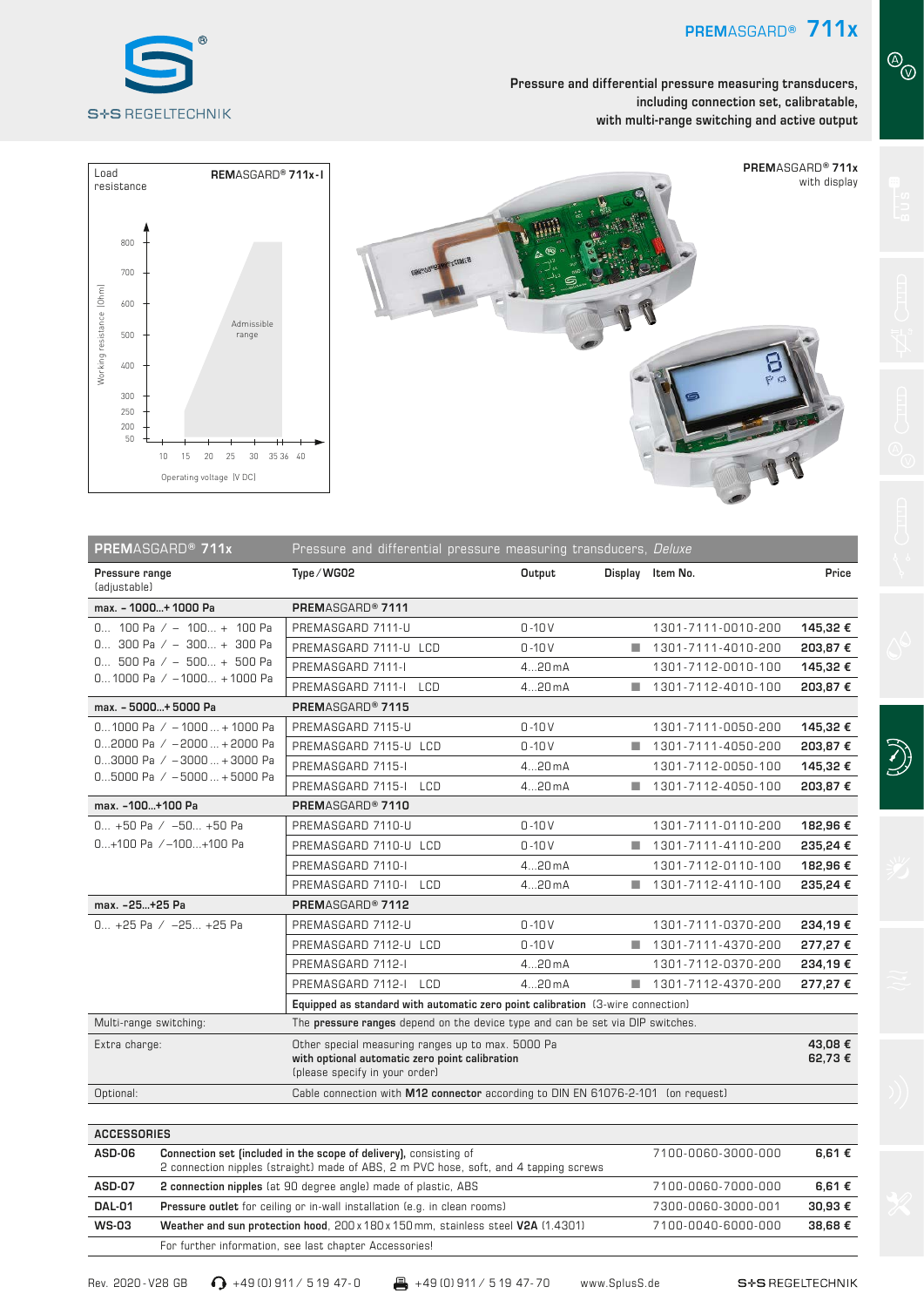# PREMASGARD® 711x

**Pressure and differential pressure measuring transducers, including connection set, calibratable, with multi-range switching and active output**

Load resistance

REMASGARD® 711x - I

Working resistance [Ohm]

800
700
600
500
400
300
250
200
50

Admissible range

10 15 20 25 30 35 36 40

Operating voltage [V DC]

PREMASGARD® 711x with display

| PREMASGARD® 711x | Pressure and differential pressure measuring transducers, *Deluxe* | | | | |
|---|---|---|---|---|---|
| **Pressure range** (adjustable) | **Type / WG02** | **Output** | **Display** | **Item No.** | **Price** |
| **max. – 1000...+ 1000 Pa** | **PREMASGARD® 7111** | | | | |
| 0... 100 Pa / – 100... + 100 Pa | PREMASGARD 7111-U | 0-10 V | | 1301-7111-0010-200 | **145,32 €** |
| 0... 300 Pa / – 300... + 300 Pa | PREMASGARD 7111-U LCD | 0-10 V | ■ | 1301-7111-4010-200 | **203,87 €** |
| 0... 500 Pa / – 500... + 500 Pa | PREMASGARD 7111-I | 4...20 mA | | 1301-7112-0010-100 | **145,32 €** |
| 0...1000 Pa / – 1000... + 1000 Pa | PREMASGARD 7111-I LCD | 4...20 mA | ■ | 1301-7112-4010-100 | **203,87 €** |
| **max. – 5000...+ 5000 Pa** | **PREMASGARD® 7115** | | | | |
| 0...1000 Pa / – 1000 ... + 1000 Pa | PREMASGARD 7115-U | 0-10 V | | 1301-7111-0050-200 | **145,32 €** |
| 0...2000 Pa / – 2000 ... + 2000 Pa | PREMASGARD 7115-U LCD | 0-10 V | ■ | 1301-7111-4050-200 | **203,87 €** |
| 0...3000 Pa / – 3000 ... + 3000 Pa | PREMASGARD 7115-I | 4...20 mA | | 1301-7112-0050-100 | **145,32 €** |
| 0...5000 Pa / – 5000 ... + 5000 Pa | PREMASGARD 7115-I LCD | 4...20 mA | ■ | 1301-7112-4050-100 | **203,87 €** |
| **max. –100...+100 Pa** | **PREMASGARD® 7110** | | | | |
| 0... +50 Pa / –50... +50 Pa | PREMASGARD 7110-U | 0-10 V | | 1301-7111-0110-200 | **182,96 €** |
| 0...+100 Pa / –100...+100 Pa | PREMASGARD 7110-U LCD | 0-10 V | ■ | 1301-7111-4110-200 | **235,24 €** |
| | PREMASGARD 7110-I | 4...20 mA | | 1301-7112-0110-100 | **182,96 €** |
| | PREMASGARD 7110-I LCD | 4...20 mA | ■ | 1301-7112-4110-100 | **235,24 €** |
| **max. –25...+25 Pa** | **PREMASGARD® 7112** | | | | |
| 0... +25 Pa / –25... +25 Pa | PREMASGARD 7112-U | 0-10 V | | 1301-7111-0370-200 | **234,19 €** |
| | PREMASGARD 7112-U LCD | 0-10 V | ■ | 1301-7111-4370-200 | **277,27 €** |
| | PREMASGARD 7112-I | 4...20 mA | | 1301-7112-0370-100 | **234,19 €** |
| | PREMASGARD 7112-I LCD | 4...20 mA | ■ | 1301-7112-4370-100 | **277,27 €** |
| | **Equipped as standard with automatic zero point calibration** (3-wire connection) | | | | |
| Multi-range switching: | The **pressure ranges** depend on the device type and can be set via DIP switches. | | | | |
| Extra charge: | Other special measuring ranges up to max. 5000 Pa<br>**with optional automatic zero point calibration**<br>(please specify in your order) | | | | **43,08 €**<br>**62,73 €** |
| Optional: | Cable connection with **M12 connector** according to DIN EN 61076-2-101 (on request) | | | | |

| ACCESSORIES | | | |
|---|---|---|---|
| **ASD-06** | **Connection set (included in the scope of delivery),** consisting of 2 connection nipples (straight) made of ABS, 2 m PVC hose, soft, and 4 tapping screws | 7100-0060-3000-000 | **6,61 €** |
| **ASD-07** | **2 connection nipples** (at 90 degree angle) made of plastic, ABS | 7100-0060-7000-000 | **6,61 €** |
| **DAL-01** | **Pressure outlet** for ceiling or in-wall installation (e.g. in clean rooms) | 7300-0060-3000-001 | **30,93 €** |
| **WS-03** | **Weather and sun protection hood**, 200 x 180 x 150 mm, stainless steel **V2A** (1.4301) | 7100-0040-6000-000 | **38,68 €** |
| | For further information, see last chapter Accessories! | | |